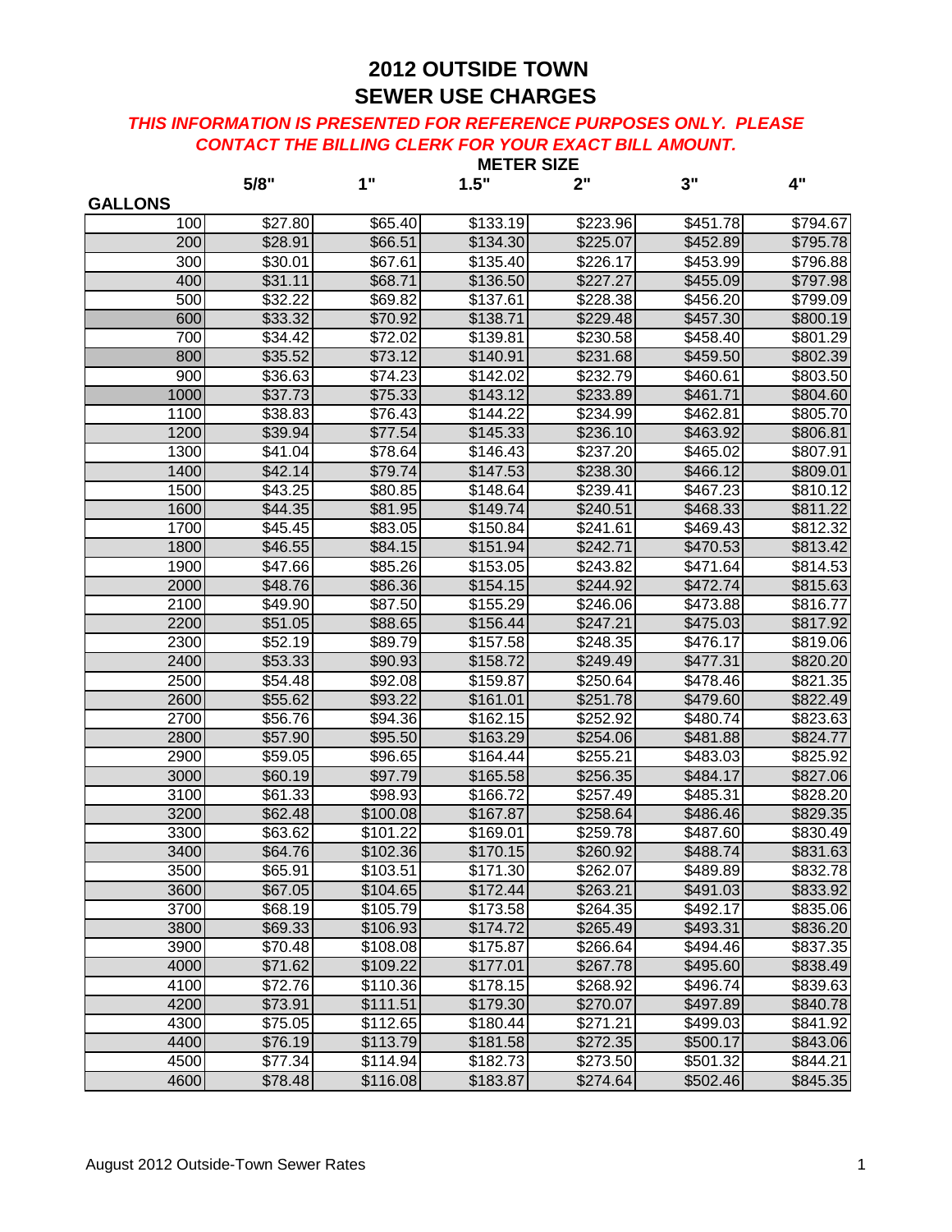# 2012 OUTSIDE TOWN
# SEWER USE CHARGES

***THIS INFORMATION IS PRESENTED FOR REFERENCE PURPOSES ONLY. PLEASE CONTACT THE BILLING CLERK FOR YOUR EXACT BILL AMOUNT.***

| | METER SIZE | | | | | |
|---|---|---|---|---|---|---|
| **GALLONS** | **5/8"** | **1"** | **1.5"** | **2"** | **3"** | **4"** |
| 100 | $27.80 | $65.40 | $133.19 | $223.96 | $451.78 | $794.67 |
| 200 | $28.91 | $66.51 | $134.30 | $225.07 | $452.89 | $795.78 |
| 300 | $30.01 | $67.61 | $135.40 | $226.17 | $453.99 | $796.88 |
| 400 | $31.11 | $68.71 | $136.50 | $227.27 | $455.09 | $797.98 |
| 500 | $32.22 | $69.82 | $137.61 | $228.38 | $456.20 | $799.09 |
| 600 | $33.32 | $70.92 | $138.71 | $229.48 | $457.30 | $800.19 |
| 700 | $34.42 | $72.02 | $139.81 | $230.58 | $458.40 | $801.29 |
| 800 | $35.52 | $73.12 | $140.91 | $231.68 | $459.50 | $802.39 |
| 900 | $36.63 | $74.23 | $142.02 | $232.79 | $460.61 | $803.50 |
| 1000 | $37.73 | $75.33 | $143.12 | $233.89 | $461.71 | $804.60 |
| 1100 | $38.83 | $76.43 | $144.22 | $234.99 | $462.81 | $805.70 |
| 1200 | $39.94 | $77.54 | $145.33 | $236.10 | $463.92 | $806.81 |
| 1300 | $41.04 | $78.64 | $146.43 | $237.20 | $465.02 | $807.91 |
| 1400 | $42.14 | $79.74 | $147.53 | $238.30 | $466.12 | $809.01 |
| 1500 | $43.25 | $80.85 | $148.64 | $239.41 | $467.23 | $810.12 |
| 1600 | $44.35 | $81.95 | $149.74 | $240.51 | $468.33 | $811.22 |
| 1700 | $45.45 | $83.05 | $150.84 | $241.61 | $469.43 | $812.32 |
| 1800 | $46.55 | $84.15 | $151.94 | $242.71 | $470.53 | $813.42 |
| 1900 | $47.66 | $85.26 | $153.05 | $243.82 | $471.64 | $814.53 |
| 2000 | $48.76 | $86.36 | $154.15 | $244.92 | $472.74 | $815.63 |
| 2100 | $49.90 | $87.50 | $155.29 | $246.06 | $473.88 | $816.77 |
| 2200 | $51.05 | $88.65 | $156.44 | $247.21 | $475.03 | $817.92 |
| 2300 | $52.19 | $89.79 | $157.58 | $248.35 | $476.17 | $819.06 |
| 2400 | $53.33 | $90.93 | $158.72 | $249.49 | $477.31 | $820.20 |
| 2500 | $54.48 | $92.08 | $159.87 | $250.64 | $478.46 | $821.35 |
| 2600 | $55.62 | $93.22 | $161.01 | $251.78 | $479.60 | $822.49 |
| 2700 | $56.76 | $94.36 | $162.15 | $252.92 | $480.74 | $823.63 |
| 2800 | $57.90 | $95.50 | $163.29 | $254.06 | $481.88 | $824.77 |
| 2900 | $59.05 | $96.65 | $164.44 | $255.21 | $483.03 | $825.92 |
| 3000 | $60.19 | $97.79 | $165.58 | $256.35 | $484.17 | $827.06 |
| 3100 | $61.33 | $98.93 | $166.72 | $257.49 | $485.31 | $828.20 |
| 3200 | $62.48 | $100.08 | $167.87 | $258.64 | $486.46 | $829.35 |
| 3300 | $63.62 | $101.22 | $169.01 | $259.78 | $487.60 | $830.49 |
| 3400 | $64.76 | $102.36 | $170.15 | $260.92 | $488.74 | $831.63 |
| 3500 | $65.91 | $103.51 | $171.30 | $262.07 | $489.89 | $832.78 |
| 3600 | $67.05 | $104.65 | $172.44 | $263.21 | $491.03 | $833.92 |
| 3700 | $68.19 | $105.79 | $173.58 | $264.35 | $492.17 | $835.06 |
| 3800 | $69.33 | $106.93 | $174.72 | $265.49 | $493.31 | $836.20 |
| 3900 | $70.48 | $108.08 | $175.87 | $266.64 | $494.46 | $837.35 |
| 4000 | $71.62 | $109.22 | $177.01 | $267.78 | $495.60 | $838.49 |
| 4100 | $72.76 | $110.36 | $178.15 | $268.92 | $496.74 | $839.63 |
| 4200 | $73.91 | $111.51 | $179.30 | $270.07 | $497.89 | $840.78 |
| 4300 | $75.05 | $112.65 | $180.44 | $271.21 | $499.03 | $841.92 |
| 4400 | $76.19 | $113.79 | $181.58 | $272.35 | $500.17 | $843.06 |
| 4500 | $77.34 | $114.94 | $182.73 | $273.50 | $501.32 | $844.21 |
| 4600 | $78.48 | $116.08 | $183.87 | $274.64 | $502.46 | $845.35 |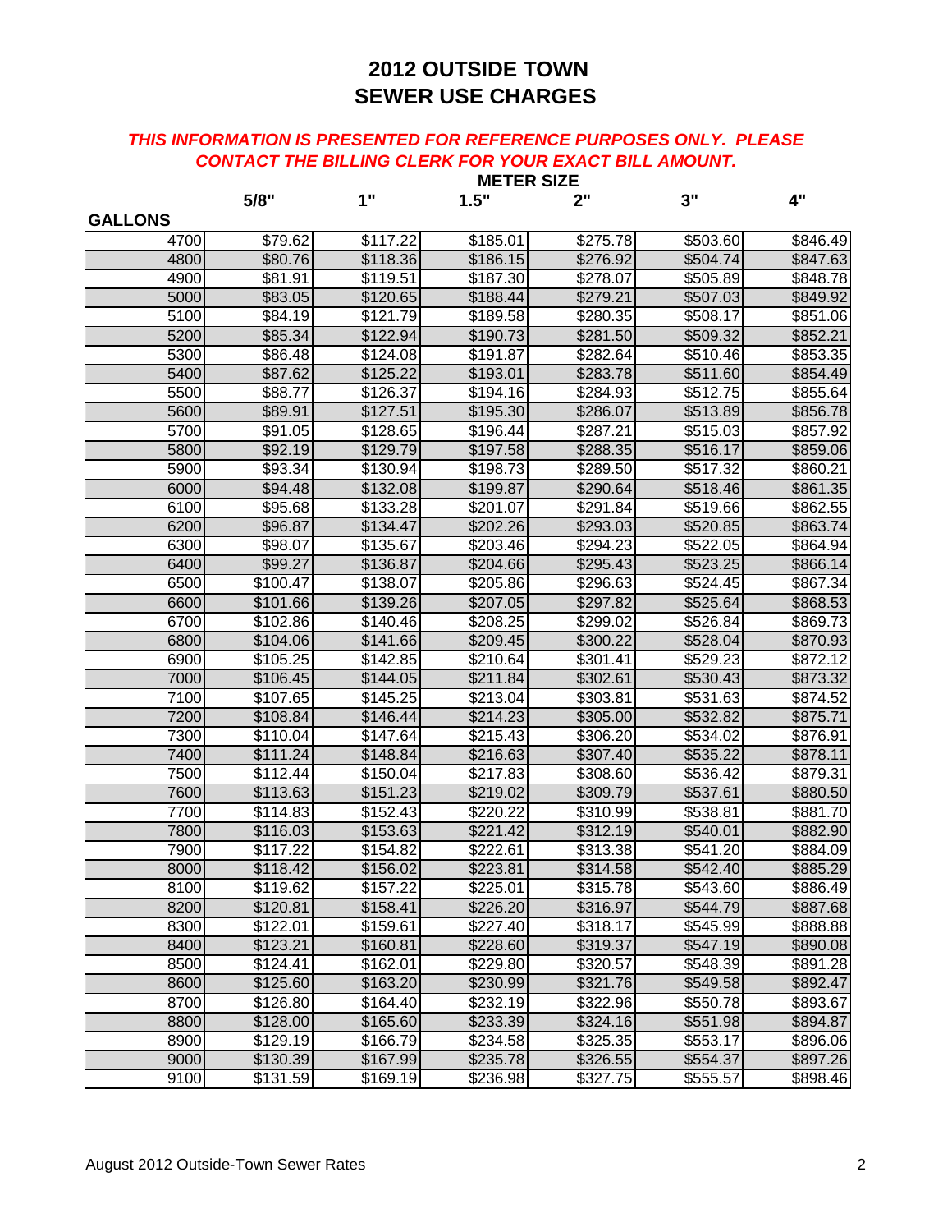# 2012 OUTSIDE TOWN SEWER USE CHARGES

***THIS INFORMATION IS PRESENTED FOR REFERENCE PURPOSES ONLY. PLEASE CONTACT THE BILLING CLERK FOR YOUR EXACT BILL AMOUNT.***

| | METER SIZE | | | | | |
|---|---|---|---|---|---|---|
| **GALLONS** | **5/8"** | **1"** | **1.5"** | **2"** | **3"** | **4"** |
| 4700 | $79.62 | $117.22 | $185.01 | $275.78 | $503.60 | $846.49 |
| 4800 | $80.76 | $118.36 | $186.15 | $276.92 | $504.74 | $847.63 |
| 4900 | $81.91 | $119.51 | $187.30 | $278.07 | $505.89 | $848.78 |
| 5000 | $83.05 | $120.65 | $188.44 | $279.21 | $507.03 | $849.92 |
| 5100 | $84.19 | $121.79 | $189.58 | $280.35 | $508.17 | $851.06 |
| 5200 | $85.34 | $122.94 | $190.73 | $281.50 | $509.32 | $852.21 |
| 5300 | $86.48 | $124.08 | $191.87 | $282.64 | $510.46 | $853.35 |
| 5400 | $87.62 | $125.22 | $193.01 | $283.78 | $511.60 | $854.49 |
| 5500 | $88.77 | $126.37 | $194.16 | $284.93 | $512.75 | $855.64 |
| 5600 | $89.91 | $127.51 | $195.30 | $286.07 | $513.89 | $856.78 |
| 5700 | $91.05 | $128.65 | $196.44 | $287.21 | $515.03 | $857.92 |
| 5800 | $92.19 | $129.79 | $197.58 | $288.35 | $516.17 | $859.06 |
| 5900 | $93.34 | $130.94 | $198.73 | $289.50 | $517.32 | $860.21 |
| 6000 | $94.48 | $132.08 | $199.87 | $290.64 | $518.46 | $861.35 |
| 6100 | $95.68 | $133.28 | $201.07 | $291.84 | $519.66 | $862.55 |
| 6200 | $96.87 | $134.47 | $202.26 | $293.03 | $520.85 | $863.74 |
| 6300 | $98.07 | $135.67 | $203.46 | $294.23 | $522.05 | $864.94 |
| 6400 | $99.27 | $136.87 | $204.66 | $295.43 | $523.25 | $866.14 |
| 6500 | $100.47 | $138.07 | $205.86 | $296.63 | $524.45 | $867.34 |
| 6600 | $101.66 | $139.26 | $207.05 | $297.82 | $525.64 | $868.53 |
| 6700 | $102.86 | $140.46 | $208.25 | $299.02 | $526.84 | $869.73 |
| 6800 | $104.06 | $141.66 | $209.45 | $300.22 | $528.04 | $870.93 |
| 6900 | $105.25 | $142.85 | $210.64 | $301.41 | $529.23 | $872.12 |
| 7000 | $106.45 | $144.05 | $211.84 | $302.61 | $530.43 | $873.32 |
| 7100 | $107.65 | $145.25 | $213.04 | $303.81 | $531.63 | $874.52 |
| 7200 | $108.84 | $146.44 | $214.23 | $305.00 | $532.82 | $875.71 |
| 7300 | $110.04 | $147.64 | $215.43 | $306.20 | $534.02 | $876.91 |
| 7400 | $111.24 | $148.84 | $216.63 | $307.40 | $535.22 | $878.11 |
| 7500 | $112.44 | $150.04 | $217.83 | $308.60 | $536.42 | $879.31 |
| 7600 | $113.63 | $151.23 | $219.02 | $309.79 | $537.61 | $880.50 |
| 7700 | $114.83 | $152.43 | $220.22 | $310.99 | $538.81 | $881.70 |
| 7800 | $116.03 | $153.63 | $221.42 | $312.19 | $540.01 | $882.90 |
| 7900 | $117.22 | $154.82 | $222.61 | $313.38 | $541.20 | $884.09 |
| 8000 | $118.42 | $156.02 | $223.81 | $314.58 | $542.40 | $885.29 |
| 8100 | $119.62 | $157.22 | $225.01 | $315.78 | $543.60 | $886.49 |
| 8200 | $120.81 | $158.41 | $226.20 | $316.97 | $544.79 | $887.68 |
| 8300 | $122.01 | $159.61 | $227.40 | $318.17 | $545.99 | $888.88 |
| 8400 | $123.21 | $160.81 | $228.60 | $319.37 | $547.19 | $890.08 |
| 8500 | $124.41 | $162.01 | $229.80 | $320.57 | $548.39 | $891.28 |
| 8600 | $125.60 | $163.20 | $230.99 | $321.76 | $549.58 | $892.47 |
| 8700 | $126.80 | $164.40 | $232.19 | $322.96 | $550.78 | $893.67 |
| 8800 | $128.00 | $165.60 | $233.39 | $324.16 | $551.98 | $894.87 |
| 8900 | $129.19 | $166.79 | $234.58 | $325.35 | $553.17 | $896.06 |
| 9000 | $130.39 | $167.99 | $235.78 | $326.55 | $554.37 | $897.26 |
| 9100 | $131.59 | $169.19 | $236.98 | $327.75 | $555.57 | $898.46 |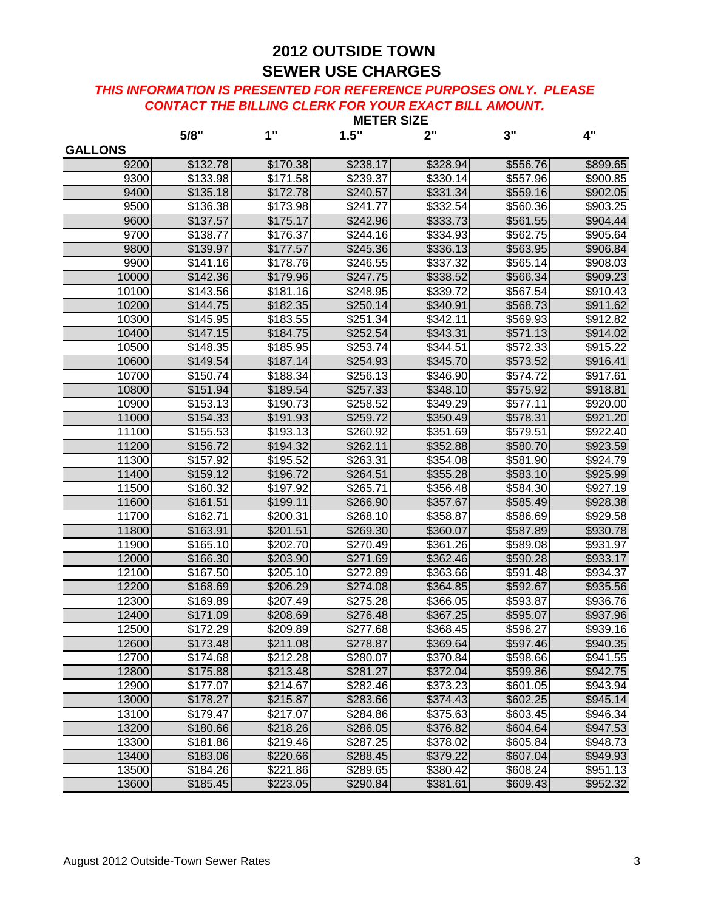# 2012 OUTSIDE TOWN
# SEWER USE CHARGES

***THIS INFORMATION IS PRESENTED FOR REFERENCE PURPOSES ONLY. PLEASE CONTACT THE BILLING CLERK FOR YOUR EXACT BILL AMOUNT.***

| | METER SIZE | | | | | |
|---|---|---|---|---|---|---|
| **GALLONS** | **5/8"** | **1"** | **1.5"** | **2"** | **3"** | **4"** |
| 9200 | $132.78 | $170.38 | $238.17 | $328.94 | $556.76 | $899.65 |
| 9300 | $133.98 | $171.58 | $239.37 | $330.14 | $557.96 | $900.85 |
| 9400 | $135.18 | $172.78 | $240.57 | $331.34 | $559.16 | $902.05 |
| 9500 | $136.38 | $173.98 | $241.77 | $332.54 | $560.36 | $903.25 |
| 9600 | $137.57 | $175.17 | $242.96 | $333.73 | $561.55 | $904.44 |
| 9700 | $138.77 | $176.37 | $244.16 | $334.93 | $562.75 | $905.64 |
| 9800 | $139.97 | $177.57 | $245.36 | $336.13 | $563.95 | $906.84 |
| 9900 | $141.16 | $178.76 | $246.55 | $337.32 | $565.14 | $908.03 |
| 10000 | $142.36 | $179.96 | $247.75 | $338.52 | $566.34 | $909.23 |
| 10100 | $143.56 | $181.16 | $248.95 | $339.72 | $567.54 | $910.43 |
| 10200 | $144.75 | $182.35 | $250.14 | $340.91 | $568.73 | $911.62 |
| 10300 | $145.95 | $183.55 | $251.34 | $342.11 | $569.93 | $912.82 |
| 10400 | $147.15 | $184.75 | $252.54 | $343.31 | $571.13 | $914.02 |
| 10500 | $148.35 | $185.95 | $253.74 | $344.51 | $572.33 | $915.22 |
| 10600 | $149.54 | $187.14 | $254.93 | $345.70 | $573.52 | $916.41 |
| 10700 | $150.74 | $188.34 | $256.13 | $346.90 | $574.72 | $917.61 |
| 10800 | $151.94 | $189.54 | $257.33 | $348.10 | $575.92 | $918.81 |
| 10900 | $153.13 | $190.73 | $258.52 | $349.29 | $577.11 | $920.00 |
| 11000 | $154.33 | $191.93 | $259.72 | $350.49 | $578.31 | $921.20 |
| 11100 | $155.53 | $193.13 | $260.92 | $351.69 | $579.51 | $922.40 |
| 11200 | $156.72 | $194.32 | $262.11 | $352.88 | $580.70 | $923.59 |
| 11300 | $157.92 | $195.52 | $263.31 | $354.08 | $581.90 | $924.79 |
| 11400 | $159.12 | $196.72 | $264.51 | $355.28 | $583.10 | $925.99 |
| 11500 | $160.32 | $197.92 | $265.71 | $356.48 | $584.30 | $927.19 |
| 11600 | $161.51 | $199.11 | $266.90 | $357.67 | $585.49 | $928.38 |
| 11700 | $162.71 | $200.31 | $268.10 | $358.87 | $586.69 | $929.58 |
| 11800 | $163.91 | $201.51 | $269.30 | $360.07 | $587.89 | $930.78 |
| 11900 | $165.10 | $202.70 | $270.49 | $361.26 | $589.08 | $931.97 |
| 12000 | $166.30 | $203.90 | $271.69 | $362.46 | $590.28 | $933.17 |
| 12100 | $167.50 | $205.10 | $272.89 | $363.66 | $591.48 | $934.37 |
| 12200 | $168.69 | $206.29 | $274.08 | $364.85 | $592.67 | $935.56 |
| 12300 | $169.89 | $207.49 | $275.28 | $366.05 | $593.87 | $936.76 |
| 12400 | $171.09 | $208.69 | $276.48 | $367.25 | $595.07 | $937.96 |
| 12500 | $172.29 | $209.89 | $277.68 | $368.45 | $596.27 | $939.16 |
| 12600 | $173.48 | $211.08 | $278.87 | $369.64 | $597.46 | $940.35 |
| 12700 | $174.68 | $212.28 | $280.07 | $370.84 | $598.66 | $941.55 |
| 12800 | $175.88 | $213.48 | $281.27 | $372.04 | $599.86 | $942.75 |
| 12900 | $177.07 | $214.67 | $282.46 | $373.23 | $601.05 | $943.94 |
| 13000 | $178.27 | $215.87 | $283.66 | $374.43 | $602.25 | $945.14 |
| 13100 | $179.47 | $217.07 | $284.86 | $375.63 | $603.45 | $946.34 |
| 13200 | $180.66 | $218.26 | $286.05 | $376.82 | $604.64 | $947.53 |
| 13300 | $181.86 | $219.46 | $287.25 | $378.02 | $605.84 | $948.73 |
| 13400 | $183.06 | $220.66 | $288.45 | $379.22 | $607.04 | $949.93 |
| 13500 | $184.26 | $221.86 | $289.65 | $380.42 | $608.24 | $951.13 |
| 13600 | $185.45 | $223.05 | $290.84 | $381.61 | $609.43 | $952.32 |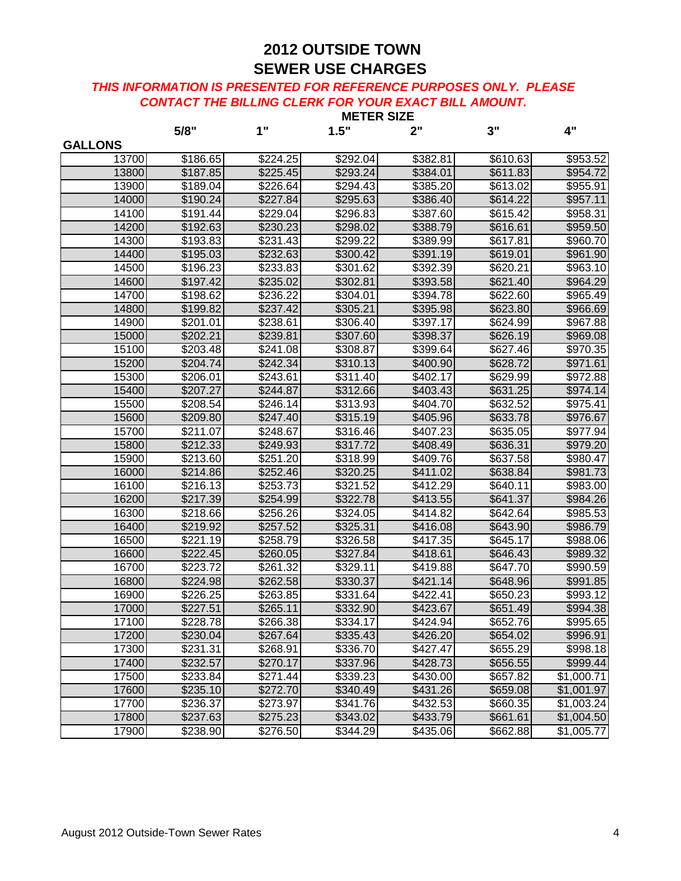# 2012 OUTSIDE TOWN
# SEWER USE CHARGES

***THIS INFORMATION IS PRESENTED FOR REFERENCE PURPOSES ONLY. PLEASE CONTACT THE BILLING CLERK FOR YOUR EXACT BILL AMOUNT.***

| | METER SIZE | | | | | |
|---|---|---|---|---|---|---|
| **GALLONS** | **5/8"** | **1"** | **1.5"** | **2"** | **3"** | **4"** |
| 13700 | $186.65 | $224.25 | $292.04 | $382.81 | $610.63 | $953.52 |
| 13800 | $187.85 | $225.45 | $293.24 | $384.01 | $611.83 | $954.72 |
| 13900 | $189.04 | $226.64 | $294.43 | $385.20 | $613.02 | $955.91 |
| 14000 | $190.24 | $227.84 | $295.63 | $386.40 | $614.22 | $957.11 |
| 14100 | $191.44 | $229.04 | $296.83 | $387.60 | $615.42 | $958.31 |
| 14200 | $192.63 | $230.23 | $298.02 | $388.79 | $616.61 | $959.50 |
| 14300 | $193.83 | $231.43 | $299.22 | $389.99 | $617.81 | $960.70 |
| 14400 | $195.03 | $232.63 | $300.42 | $391.19 | $619.01 | $961.90 |
| 14500 | $196.23 | $233.83 | $301.62 | $392.39 | $620.21 | $963.10 |
| 14600 | $197.42 | $235.02 | $302.81 | $393.58 | $621.40 | $964.29 |
| 14700 | $198.62 | $236.22 | $304.01 | $394.78 | $622.60 | $965.49 |
| 14800 | $199.82 | $237.42 | $305.21 | $395.98 | $623.80 | $966.69 |
| 14900 | $201.01 | $238.61 | $306.40 | $397.17 | $624.99 | $967.88 |
| 15000 | $202.21 | $239.81 | $307.60 | $398.37 | $626.19 | $969.08 |
| 15100 | $203.48 | $241.08 | $308.87 | $399.64 | $627.46 | $970.35 |
| 15200 | $204.74 | $242.34 | $310.13 | $400.90 | $628.72 | $971.61 |
| 15300 | $206.01 | $243.61 | $311.40 | $402.17 | $629.99 | $972.88 |
| 15400 | $207.27 | $244.87 | $312.66 | $403.43 | $631.25 | $974.14 |
| 15500 | $208.54 | $246.14 | $313.93 | $404.70 | $632.52 | $975.41 |
| 15600 | $209.80 | $247.40 | $315.19 | $405.96 | $633.78 | $976.67 |
| 15700 | $211.07 | $248.67 | $316.46 | $407.23 | $635.05 | $977.94 |
| 15800 | $212.33 | $249.93 | $317.72 | $408.49 | $636.31 | $979.20 |
| 15900 | $213.60 | $251.20 | $318.99 | $409.76 | $637.58 | $980.47 |
| 16000 | $214.86 | $252.46 | $320.25 | $411.02 | $638.84 | $981.73 |
| 16100 | $216.13 | $253.73 | $321.52 | $412.29 | $640.11 | $983.00 |
| 16200 | $217.39 | $254.99 | $322.78 | $413.55 | $641.37 | $984.26 |
| 16300 | $218.66 | $256.26 | $324.05 | $414.82 | $642.64 | $985.53 |
| 16400 | $219.92 | $257.52 | $325.31 | $416.08 | $643.90 | $986.79 |
| 16500 | $221.19 | $258.79 | $326.58 | $417.35 | $645.17 | $988.06 |
| 16600 | $222.45 | $260.05 | $327.84 | $418.61 | $646.43 | $989.32 |
| 16700 | $223.72 | $261.32 | $329.11 | $419.88 | $647.70 | $990.59 |
| 16800 | $224.98 | $262.58 | $330.37 | $421.14 | $648.96 | $991.85 |
| 16900 | $226.25 | $263.85 | $331.64 | $422.41 | $650.23 | $993.12 |
| 17000 | $227.51 | $265.11 | $332.90 | $423.67 | $651.49 | $994.38 |
| 17100 | $228.78 | $266.38 | $334.17 | $424.94 | $652.76 | $995.65 |
| 17200 | $230.04 | $267.64 | $335.43 | $426.20 | $654.02 | $996.91 |
| 17300 | $231.31 | $268.91 | $336.70 | $427.47 | $655.29 | $998.18 |
| 17400 | $232.57 | $270.17 | $337.96 | $428.73 | $656.55 | $999.44 |
| 17500 | $233.84 | $271.44 | $339.23 | $430.00 | $657.82 | $1,000.71 |
| 17600 | $235.10 | $272.70 | $340.49 | $431.26 | $659.08 | $1,001.97 |
| 17700 | $236.37 | $273.97 | $341.76 | $432.53 | $660.35 | $1,003.24 |
| 17800 | $237.63 | $275.23 | $343.02 | $433.79 | $661.61 | $1,004.50 |
| 17900 | $238.90 | $276.50 | $344.29 | $435.06 | $662.88 | $1,005.77 |

August 2012 Outside-Town Sewer Rates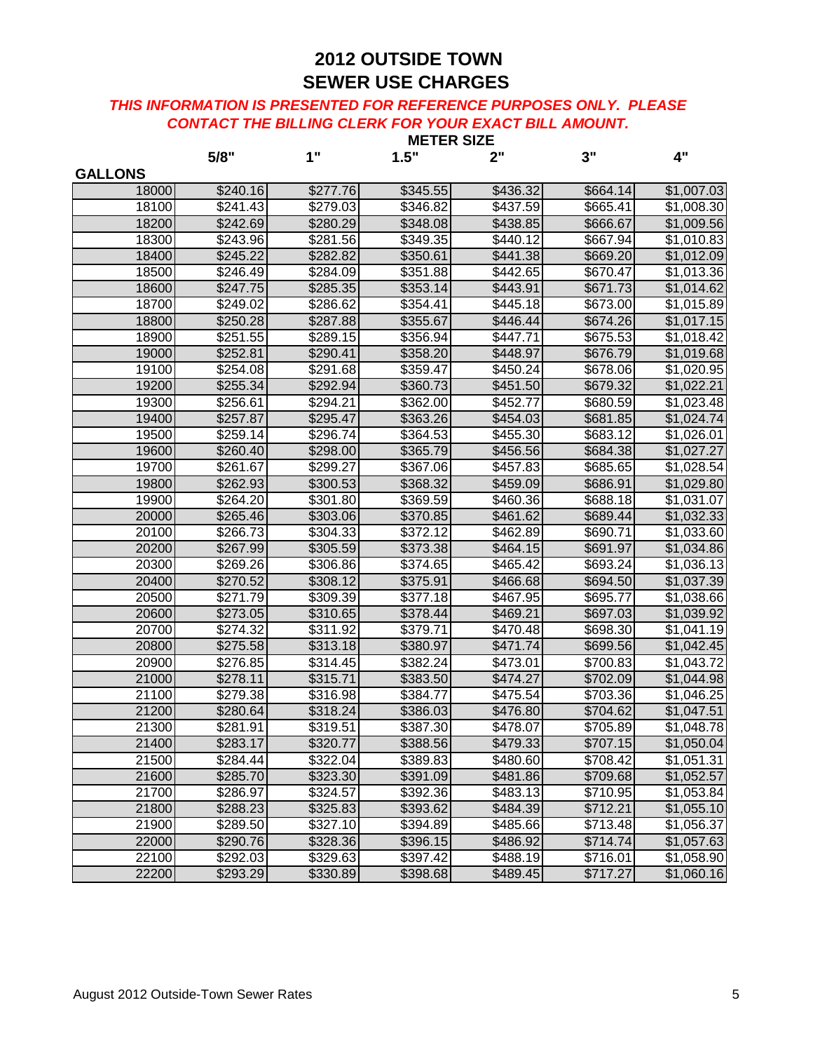# 2012 OUTSIDE TOWN
# SEWER USE CHARGES

***THIS INFORMATION IS PRESENTED FOR REFERENCE PURPOSES ONLY. PLEASE CONTACT THE BILLING CLERK FOR YOUR EXACT BILL AMOUNT.***

| | METER SIZE | | | | | |
|---|---|---|---|---|---|---|
| **GALLONS** | **5/8"** | **1"** | **1.5"** | **2"** | **3"** | **4"** |
| 18000 | $240.16 | $277.76 | $345.55 | $436.32 | $664.14 | $1,007.03 |
| 18100 | $241.43 | $279.03 | $346.82 | $437.59 | $665.41 | $1,008.30 |
| 18200 | $242.69 | $280.29 | $348.08 | $438.85 | $666.67 | $1,009.56 |
| 18300 | $243.96 | $281.56 | $349.35 | $440.12 | $667.94 | $1,010.83 |
| 18400 | $245.22 | $282.82 | $350.61 | $441.38 | $669.20 | $1,012.09 |
| 18500 | $246.49 | $284.09 | $351.88 | $442.65 | $670.47 | $1,013.36 |
| 18600 | $247.75 | $285.35 | $353.14 | $443.91 | $671.73 | $1,014.62 |
| 18700 | $249.02 | $286.62 | $354.41 | $445.18 | $673.00 | $1,015.89 |
| 18800 | $250.28 | $287.88 | $355.67 | $446.44 | $674.26 | $1,017.15 |
| 18900 | $251.55 | $289.15 | $356.94 | $447.71 | $675.53 | $1,018.42 |
| 19000 | $252.81 | $290.41 | $358.20 | $448.97 | $676.79 | $1,019.68 |
| 19100 | $254.08 | $291.68 | $359.47 | $450.24 | $678.06 | $1,020.95 |
| 19200 | $255.34 | $292.94 | $360.73 | $451.50 | $679.32 | $1,022.21 |
| 19300 | $256.61 | $294.21 | $362.00 | $452.77 | $680.59 | $1,023.48 |
| 19400 | $257.87 | $295.47 | $363.26 | $454.03 | $681.85 | $1,024.74 |
| 19500 | $259.14 | $296.74 | $364.53 | $455.30 | $683.12 | $1,026.01 |
| 19600 | $260.40 | $298.00 | $365.79 | $456.56 | $684.38 | $1,027.27 |
| 19700 | $261.67 | $299.27 | $367.06 | $457.83 | $685.65 | $1,028.54 |
| 19800 | $262.93 | $300.53 | $368.32 | $459.09 | $686.91 | $1,029.80 |
| 19900 | $264.20 | $301.80 | $369.59 | $460.36 | $688.18 | $1,031.07 |
| 20000 | $265.46 | $303.06 | $370.85 | $461.62 | $689.44 | $1,032.33 |
| 20100 | $266.73 | $304.33 | $372.12 | $462.89 | $690.71 | $1,033.60 |
| 20200 | $267.99 | $305.59 | $373.38 | $464.15 | $691.97 | $1,034.86 |
| 20300 | $269.26 | $306.86 | $374.65 | $465.42 | $693.24 | $1,036.13 |
| 20400 | $270.52 | $308.12 | $375.91 | $466.68 | $694.50 | $1,037.39 |
| 20500 | $271.79 | $309.39 | $377.18 | $467.95 | $695.77 | $1,038.66 |
| 20600 | $273.05 | $310.65 | $378.44 | $469.21 | $697.03 | $1,039.92 |
| 20700 | $274.32 | $311.92 | $379.71 | $470.48 | $698.30 | $1,041.19 |
| 20800 | $275.58 | $313.18 | $380.97 | $471.74 | $699.56 | $1,042.45 |
| 20900 | $276.85 | $314.45 | $382.24 | $473.01 | $700.83 | $1,043.72 |
| 21000 | $278.11 | $315.71 | $383.50 | $474.27 | $702.09 | $1,044.98 |
| 21100 | $279.38 | $316.98 | $384.77 | $475.54 | $703.36 | $1,046.25 |
| 21200 | $280.64 | $318.24 | $386.03 | $476.80 | $704.62 | $1,047.51 |
| 21300 | $281.91 | $319.51 | $387.30 | $478.07 | $705.89 | $1,048.78 |
| 21400 | $283.17 | $320.77 | $388.56 | $479.33 | $707.15 | $1,050.04 |
| 21500 | $284.44 | $322.04 | $389.83 | $480.60 | $708.42 | $1,051.31 |
| 21600 | $285.70 | $323.30 | $391.09 | $481.86 | $709.68 | $1,052.57 |
| 21700 | $286.97 | $324.57 | $392.36 | $483.13 | $710.95 | $1,053.84 |
| 21800 | $288.23 | $325.83 | $393.62 | $484.39 | $712.21 | $1,055.10 |
| 21900 | $289.50 | $327.10 | $394.89 | $485.66 | $713.48 | $1,056.37 |
| 22000 | $290.76 | $328.36 | $396.15 | $486.92 | $714.74 | $1,057.63 |
| 22100 | $292.03 | $329.63 | $397.42 | $488.19 | $716.01 | $1,058.90 |
| 22200 | $293.29 | $330.89 | $398.68 | $489.45 | $717.27 | $1,060.16 |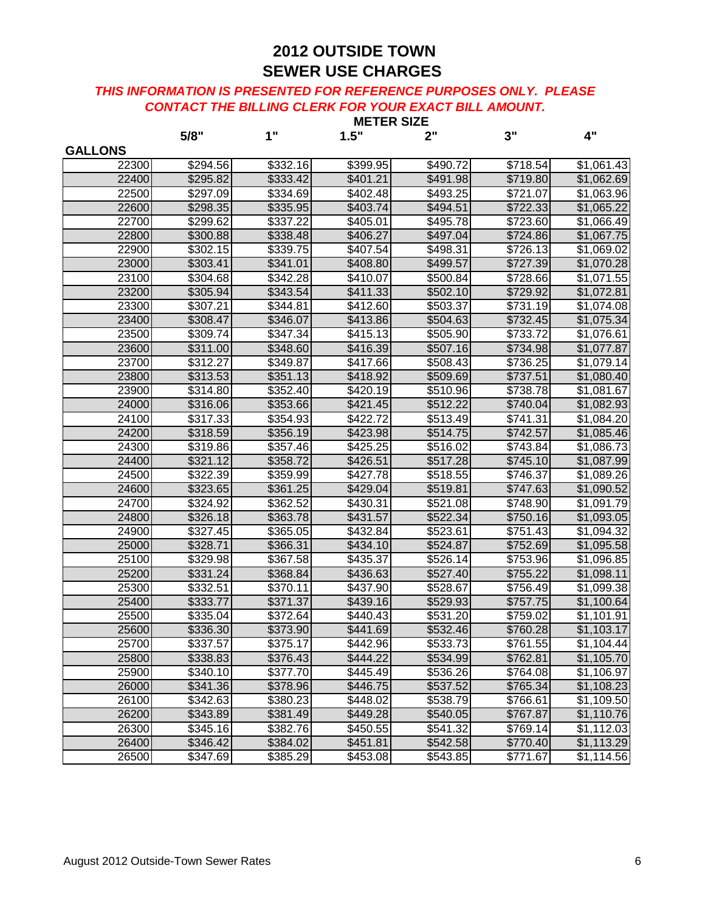# 2012 OUTSIDE TOWN
# SEWER USE CHARGES

***THIS INFORMATION IS PRESENTED FOR REFERENCE PURPOSES ONLY. PLEASE CONTACT THE BILLING CLERK FOR YOUR EXACT BILL AMOUNT.***

| | METER SIZE | | | | | |
|---|---|---|---|---|---|---|
| GALLONS | 5/8" | 1" | 1.5" | 2" | 3" | 4" |
| 22300 | $294.56 | $332.16 | $399.95 | $490.72 | $718.54 | $1,061.43 |
| 22400 | $295.82 | $333.42 | $401.21 | $491.98 | $719.80 | $1,062.69 |
| 22500 | $297.09 | $334.69 | $402.48 | $493.25 | $721.07 | $1,063.96 |
| 22600 | $298.35 | $335.95 | $403.74 | $494.51 | $722.33 | $1,065.22 |
| 22700 | $299.62 | $337.22 | $405.01 | $495.78 | $723.60 | $1,066.49 |
| 22800 | $300.88 | $338.48 | $406.27 | $497.04 | $724.86 | $1,067.75 |
| 22900 | $302.15 | $339.75 | $407.54 | $498.31 | $726.13 | $1,069.02 |
| 23000 | $303.41 | $341.01 | $408.80 | $499.57 | $727.39 | $1,070.28 |
| 23100 | $304.68 | $342.28 | $410.07 | $500.84 | $728.66 | $1,071.55 |
| 23200 | $305.94 | $343.54 | $411.33 | $502.10 | $729.92 | $1,072.81 |
| 23300 | $307.21 | $344.81 | $412.60 | $503.37 | $731.19 | $1,074.08 |
| 23400 | $308.47 | $346.07 | $413.86 | $504.63 | $732.45 | $1,075.34 |
| 23500 | $309.74 | $347.34 | $415.13 | $505.90 | $733.72 | $1,076.61 |
| 23600 | $311.00 | $348.60 | $416.39 | $507.16 | $734.98 | $1,077.87 |
| 23700 | $312.27 | $349.87 | $417.66 | $508.43 | $736.25 | $1,079.14 |
| 23800 | $313.53 | $351.13 | $418.92 | $509.69 | $737.51 | $1,080.40 |
| 23900 | $314.80 | $352.40 | $420.19 | $510.96 | $738.78 | $1,081.67 |
| 24000 | $316.06 | $353.66 | $421.45 | $512.22 | $740.04 | $1,082.93 |
| 24100 | $317.33 | $354.93 | $422.72 | $513.49 | $741.31 | $1,084.20 |
| 24200 | $318.59 | $356.19 | $423.98 | $514.75 | $742.57 | $1,085.46 |
| 24300 | $319.86 | $357.46 | $425.25 | $516.02 | $743.84 | $1,086.73 |
| 24400 | $321.12 | $358.72 | $426.51 | $517.28 | $745.10 | $1,087.99 |
| 24500 | $322.39 | $359.99 | $427.78 | $518.55 | $746.37 | $1,089.26 |
| 24600 | $323.65 | $361.25 | $429.04 | $519.81 | $747.63 | $1,090.52 |
| 24700 | $324.92 | $362.52 | $430.31 | $521.08 | $748.90 | $1,091.79 |
| 24800 | $326.18 | $363.78 | $431.57 | $522.34 | $750.16 | $1,093.05 |
| 24900 | $327.45 | $365.05 | $432.84 | $523.61 | $751.43 | $1,094.32 |
| 25000 | $328.71 | $366.31 | $434.10 | $524.87 | $752.69 | $1,095.58 |
| 25100 | $329.98 | $367.58 | $435.37 | $526.14 | $753.96 | $1,096.85 |
| 25200 | $331.24 | $368.84 | $436.63 | $527.40 | $755.22 | $1,098.11 |
| 25300 | $332.51 | $370.11 | $437.90 | $528.67 | $756.49 | $1,099.38 |
| 25400 | $333.77 | $371.37 | $439.16 | $529.93 | $757.75 | $1,100.64 |
| 25500 | $335.04 | $372.64 | $440.43 | $531.20 | $759.02 | $1,101.91 |
| 25600 | $336.30 | $373.90 | $441.69 | $532.46 | $760.28 | $1,103.17 |
| 25700 | $337.57 | $375.17 | $442.96 | $533.73 | $761.55 | $1,104.44 |
| 25800 | $338.83 | $376.43 | $444.22 | $534.99 | $762.81 | $1,105.70 |
| 25900 | $340.10 | $377.70 | $445.49 | $536.26 | $764.08 | $1,106.97 |
| 26000 | $341.36 | $378.96 | $446.75 | $537.52 | $765.34 | $1,108.23 |
| 26100 | $342.63 | $380.23 | $448.02 | $538.79 | $766.61 | $1,109.50 |
| 26200 | $343.89 | $381.49 | $449.28 | $540.05 | $767.87 | $1,110.76 |
| 26300 | $345.16 | $382.76 | $450.55 | $541.32 | $769.14 | $1,112.03 |
| 26400 | $346.42 | $384.02 | $451.81 | $542.58 | $770.40 | $1,113.29 |
| 26500 | $347.69 | $385.29 | $453.08 | $543.85 | $771.67 | $1,114.56 |